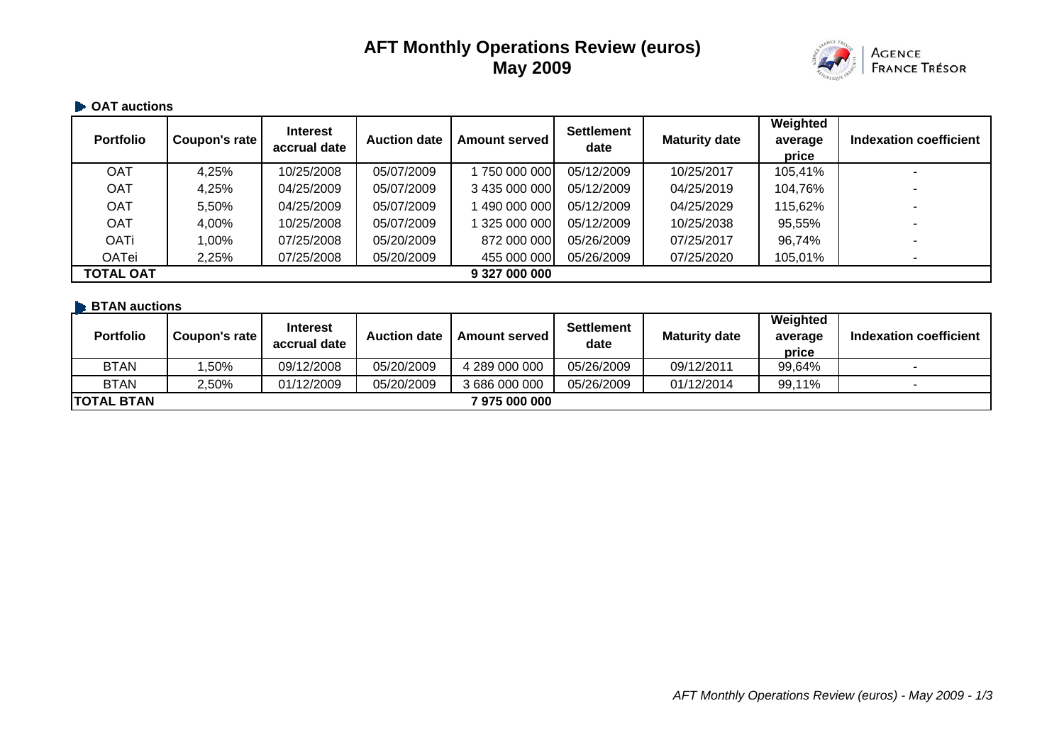# AFT Monthly Operations Review (euros)
# May 2009

## OAT auctions

| Portfolio | Coupon's rate | Interest accrual date | Auction date | Amount served | Settlement date | Maturity date | Weighted average price | Indexation coefficient |
|---|---|---|---|---|---|---|---|---|
| OAT | 4,25% | 10/25/2008 | 05/07/2009 | 1 750 000 000 | 05/12/2009 | 10/25/2017 | 105,41% | - |
| OAT | 4,25% | 04/25/2009 | 05/07/2009 | 3 435 000 000 | 05/12/2009 | 04/25/2019 | 104,76% | - |
| OAT | 5,50% | 04/25/2009 | 05/07/2009 | 1 490 000 000 | 05/12/2009 | 04/25/2029 | 115,62% | - |
| OAT | 4,00% | 10/25/2008 | 05/07/2009 | 1 325 000 000 | 05/12/2009 | 10/25/2038 | 95,55% | - |
| OATi | 1,00% | 07/25/2008 | 05/20/2009 | 872 000 000 | 05/26/2009 | 07/25/2017 | 96,74% | - |
| OATei | 2,25% | 07/25/2008 | 05/20/2009 | 455 000 000 | 05/26/2009 | 07/25/2020 | 105,01% | - |
| **TOTAL OAT** | | | | **9 327 000 000** | | | | |

## BTAN auctions

| Portfolio | Coupon's rate | Interest accrual date | Auction date | Amount served | Settlement date | Maturity date | Weighted average price | Indexation coefficient |
|---|---|---|---|---|---|---|---|---|
| BTAN | 1,50% | 09/12/2008 | 05/20/2009 | 4 289 000 000 | 05/26/2009 | 09/12/2011 | 99,64% | - |
| BTAN | 2,50% | 01/12/2009 | 05/20/2009 | 3 686 000 000 | 05/26/2009 | 01/12/2014 | 99,11% | - |
| **TOTAL BTAN** | | | | **7 975 000 000** | | | | |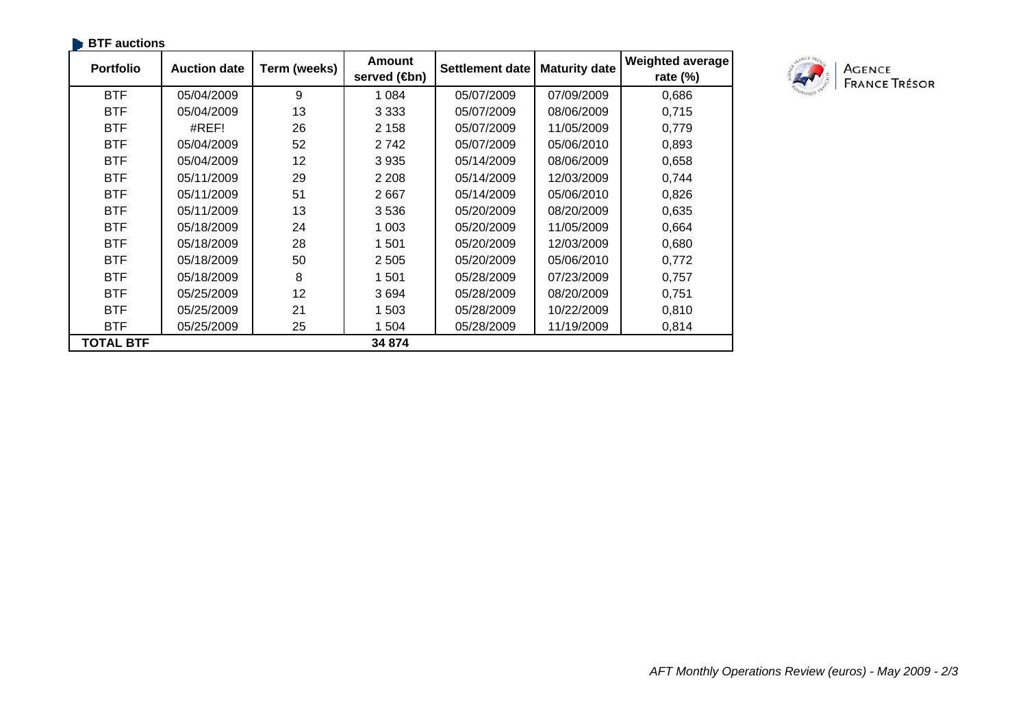## BTF auctions

| Portfolio | Auction date | Term (weeks) | Amount served (€bn) | Settlement date | Maturity date | Weighted average rate (%) |
|---|---|---|---|---|---|---|
| BTF | 05/04/2009 | 9 | 1 084 | 05/07/2009 | 07/09/2009 | 0,686 |
| BTF | 05/04/2009 | 13 | 3 333 | 05/07/2009 | 08/06/2009 | 0,715 |
| BTF | #REF! | 26 | 2 158 | 05/07/2009 | 11/05/2009 | 0,779 |
| BTF | 05/04/2009 | 52 | 2 742 | 05/07/2009 | 05/06/2010 | 0,893 |
| BTF | 05/04/2009 | 12 | 3 935 | 05/14/2009 | 08/06/2009 | 0,658 |
| BTF | 05/11/2009 | 29 | 2 208 | 05/14/2009 | 12/03/2009 | 0,744 |
| BTF | 05/11/2009 | 51 | 2 667 | 05/14/2009 | 05/06/2010 | 0,826 |
| BTF | 05/11/2009 | 13 | 3 536 | 05/20/2009 | 08/20/2009 | 0,635 |
| BTF | 05/18/2009 | 24 | 1 003 | 05/20/2009 | 11/05/2009 | 0,664 |
| BTF | 05/18/2009 | 28 | 1 501 | 05/20/2009 | 12/03/2009 | 0,680 |
| BTF | 05/18/2009 | 50 | 2 505 | 05/20/2009 | 05/06/2010 | 0,772 |
| BTF | 05/18/2009 | 8 | 1 501 | 05/28/2009 | 07/23/2009 | 0,757 |
| BTF | 05/25/2009 | 12 | 3 694 | 05/28/2009 | 08/20/2009 | 0,751 |
| BTF | 05/25/2009 | 21 | 1 503 | 05/28/2009 | 10/22/2009 | 0,810 |
| BTF | 05/25/2009 | 25 | 1 504 | 05/28/2009 | 11/19/2009 | 0,814 |
| **TOTAL BTF** | | | **34 874** | | | |

AGENCE FRANCE TRÉSOR

*AFT Monthly Operations Review (euros) - May 2009 - 2/3*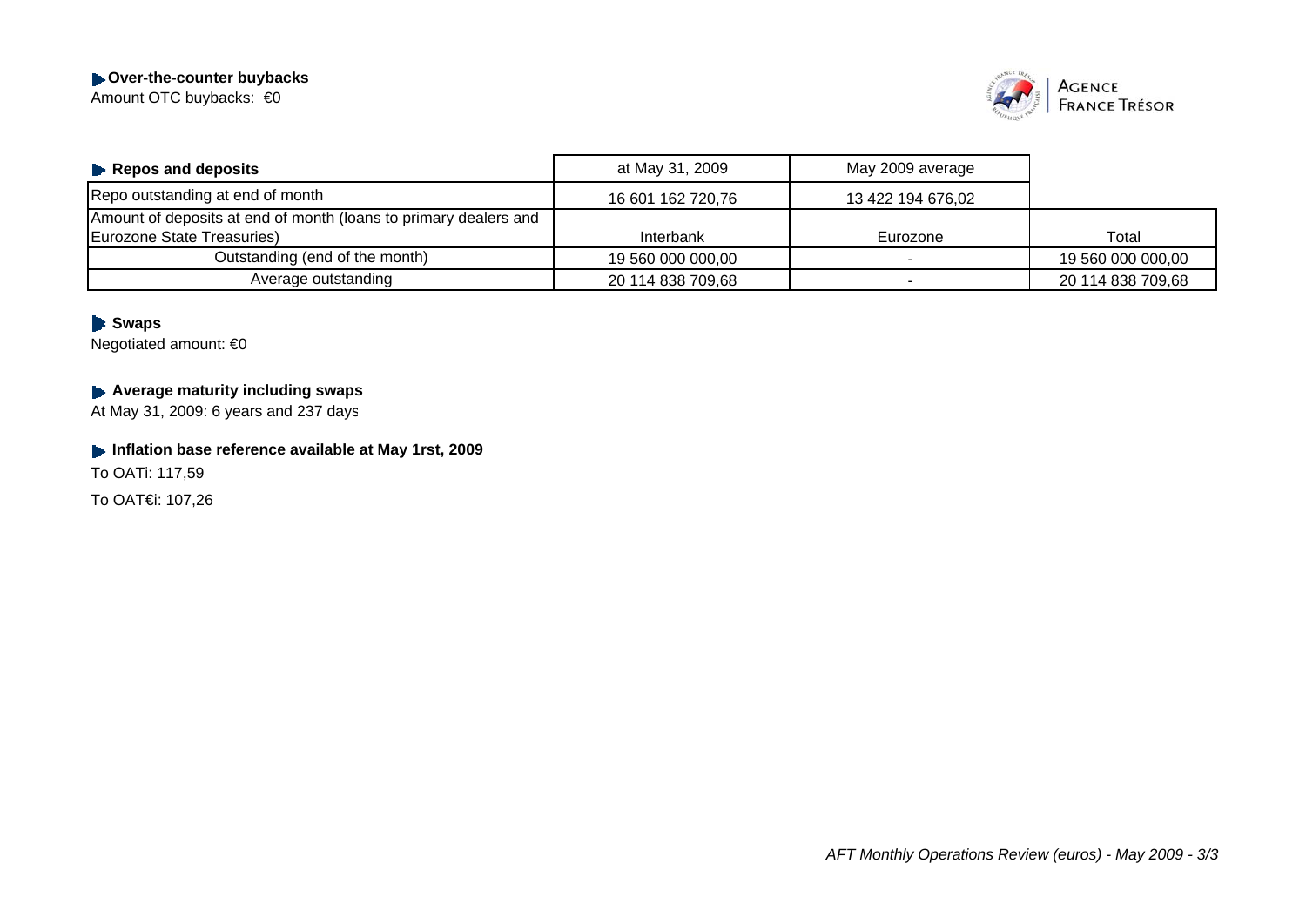### Over-the-counter buybacks

Amount OTC buybacks: €0

### Repos and deposits

| Repos and deposits | at May 31, 2009 | May 2009 average | |
|---|---|---|---|
| Repo outstanding at end of month | 16 601 162 720,76 | 13 422 194 676,02 | |
| Amount of deposits at end of month (loans to primary dealers and Eurozone State Treasuries) | Interbank | Eurozone | Total |
| Outstanding (end of the month) | 19 560 000 000,00 | - | 19 560 000 000,00 |
| Average outstanding | 20 114 838 709,68 | - | 20 114 838 709,68 |

### Swaps

Negotiated amount: €0

### Average maturity including swaps

At May 31, 2009: 6 years and 237 days

### Inflation base reference available at May 1rst, 2009

To OATi: 117,59

To OAT€i: 107,26